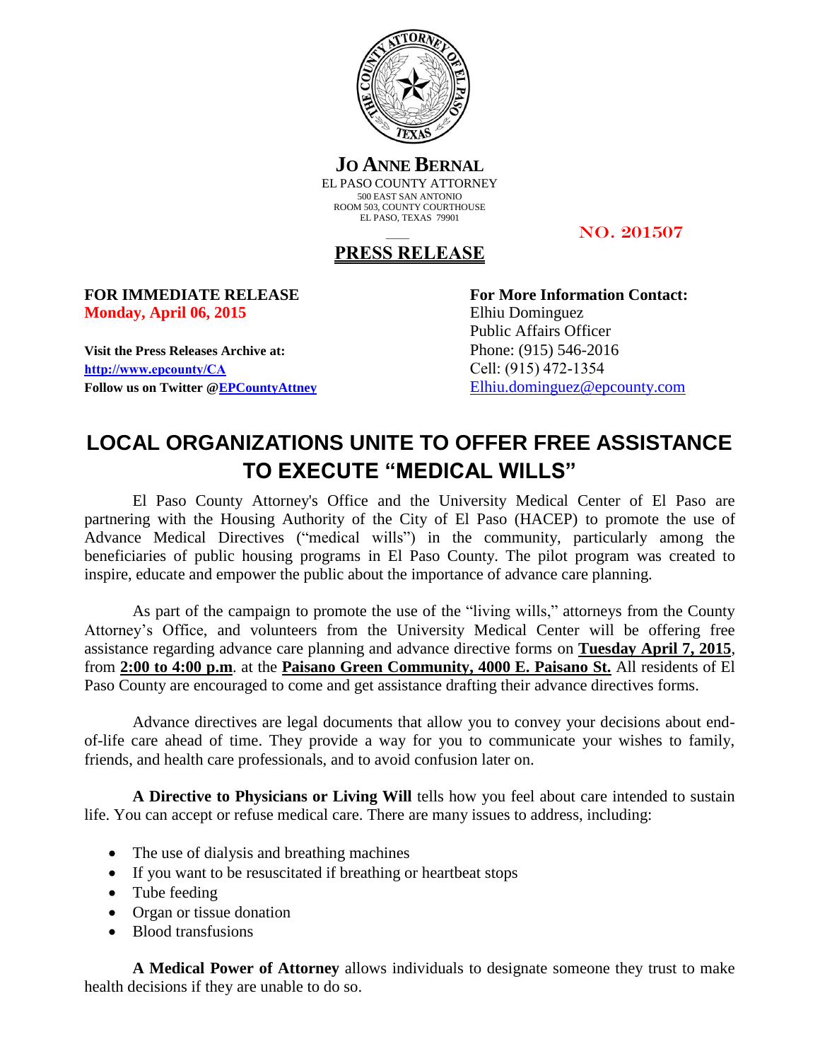**JO ANNE BERNAL**
EL PASO COUNTY ATTORNEY
500 EAST SAN ANTONIO
ROOM 503, COUNTY COURTHOUSE
EL PASO, TEXAS 79901

NO. 201507

**PRESS RELEASE**

**FOR IMMEDIATE RELEASE**
**Monday, April 06, 2015**

**Visit the Press Releases Archive at:**
**http://www.epcounty/CA**
**Follow us on Twitter @EPCountyAttney**

**For More Information Contact:**
Elhiu Dominguez
Public Affairs Officer
Phone: (915) 546-2016
Cell: (915) 472-1354
Elhiu.dominguez@epcounty.com

# LOCAL ORGANIZATIONS UNITE TO OFFER FREE ASSISTANCE TO EXECUTE "MEDICAL WILLS"

El Paso County Attorney's Office and the University Medical Center of El Paso are partnering with the Housing Authority of the City of El Paso (HACEP) to promote the use of Advance Medical Directives ("medical wills") in the community, particularly among the beneficiaries of public housing programs in El Paso County. The pilot program was created to inspire, educate and empower the public about the importance of advance care planning.

As part of the campaign to promote the use of the "living wills," attorneys from the County Attorney's Office, and volunteers from the University Medical Center will be offering free assistance regarding advance care planning and advance directive forms on **Tuesday April 7, 2015**, from **2:00 to 4:00 p.m**. at the **Paisano Green Community, 4000 E. Paisano St.** All residents of El Paso County are encouraged to come and get assistance drafting their advance directives forms.

Advance directives are legal documents that allow you to convey your decisions about end-of-life care ahead of time. They provide a way for you to communicate your wishes to family, friends, and health care professionals, and to avoid confusion later on.

**A Directive to Physicians or Living Will** tells how you feel about care intended to sustain life. You can accept or refuse medical care. There are many issues to address, including:

- The use of dialysis and breathing machines
- If you want to be resuscitated if breathing or heartbeat stops
- Tube feeding
- Organ or tissue donation
- Blood transfusions

**A Medical Power of Attorney** allows individuals to designate someone they trust to make health decisions if they are unable to do so.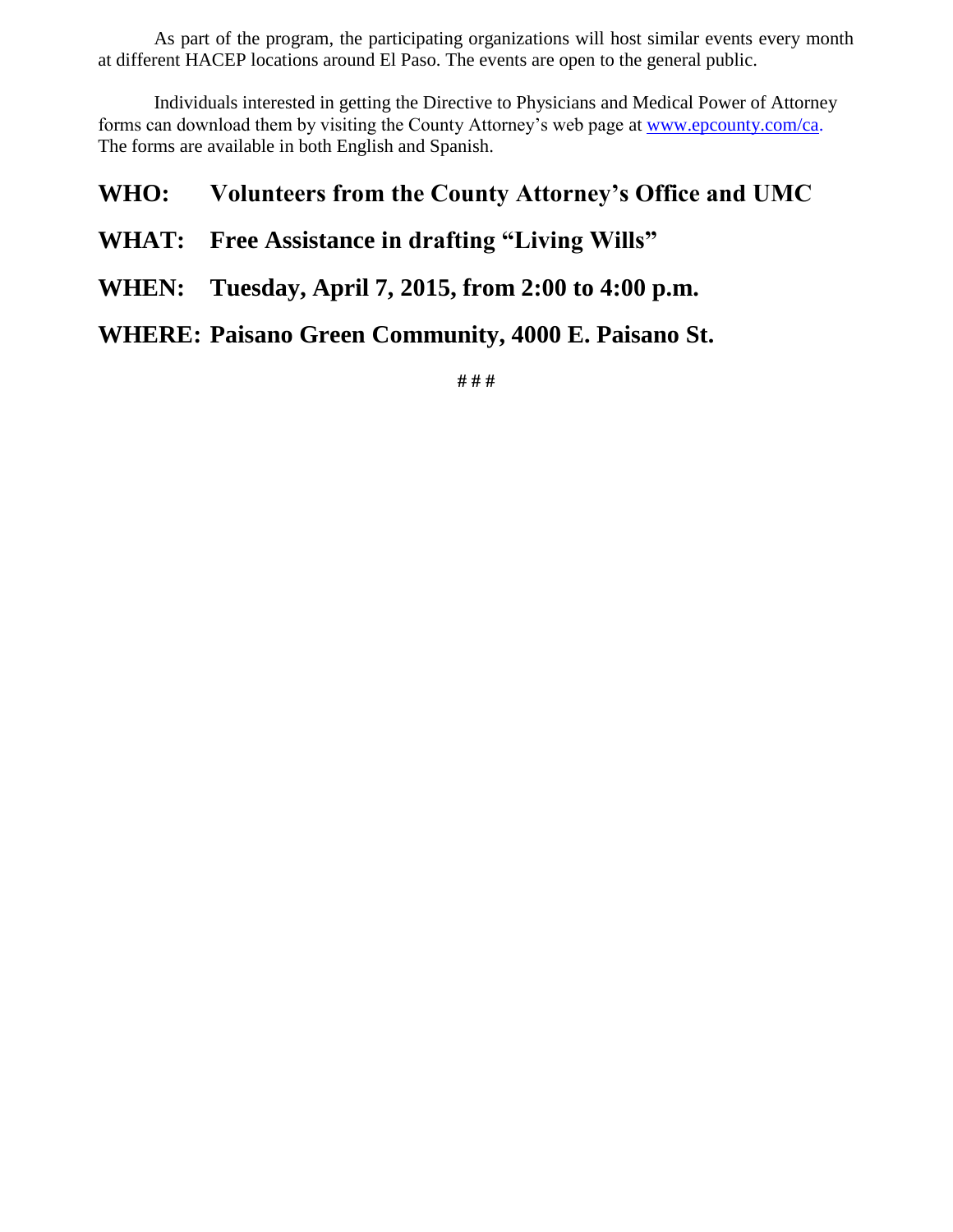As part of the program, the participating organizations will host similar events every month at different HACEP locations around El Paso. The events are open to the general public.

Individuals interested in getting the Directive to Physicians and Medical Power of Attorney forms can download them by visiting the County Attorney's web page at www.epcounty.com/ca. The forms are available in both English and Spanish.

**WHO: Volunteers from the County Attorney's Office and UMC**

**WHAT: Free Assistance in drafting "Living Wills"**

**WHEN: Tuesday, April 7, 2015, from 2:00 to 4:00 p.m.**

**WHERE: Paisano Green Community, 4000 E. Paisano St.**

# # #